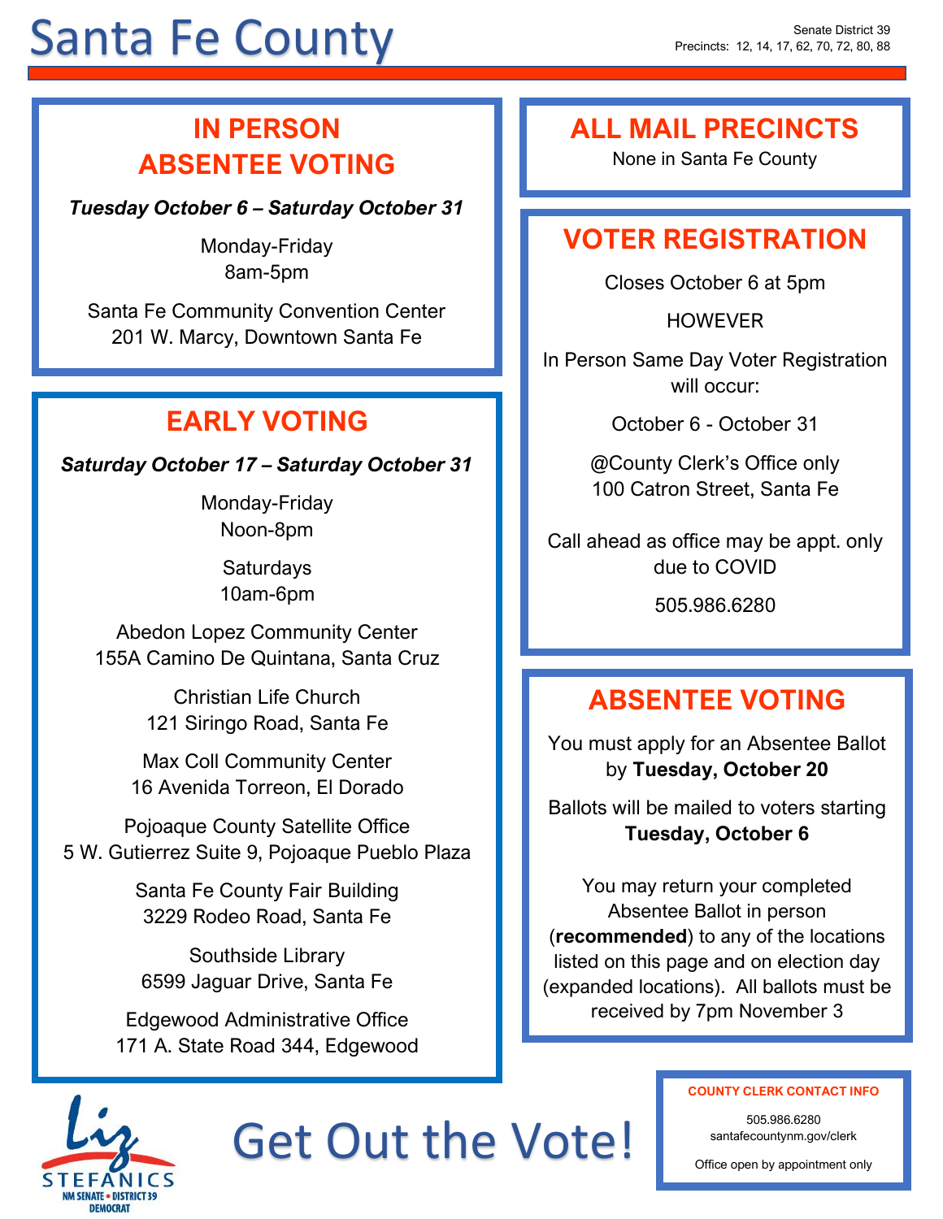# Santa Fe County

Senate District 39
Precincts: 12, 14, 17, 62, 70, 72, 80, 88

## IN PERSON ABSENTEE VOTING

***Tuesday October 6 – Saturday October 31***

Monday-Friday
8am-5pm

Santa Fe Community Convention Center
201 W. Marcy, Downtown Santa Fe

## EARLY VOTING

***Saturday October 17 – Saturday October 31***

Monday-Friday
Noon-8pm

Saturdays
10am-6pm

Abedon Lopez Community Center
155A Camino De Quintana, Santa Cruz

Christian Life Church
121 Siringo Road, Santa Fe

Max Coll Community Center
16 Avenida Torreon, El Dorado

Pojoaque County Satellite Office
5 W. Gutierrez Suite 9, Pojoaque Pueblo Plaza

Santa Fe County Fair Building
3229 Rodeo Road, Santa Fe

Southside Library
6599 Jaguar Drive, Santa Fe

Edgewood Administrative Office
171 A. State Road 344, Edgewood

## ALL MAIL PRECINCTS

None in Santa Fe County

## VOTER REGISTRATION

Closes October 6 at 5pm

HOWEVER

In Person Same Day Voter Registration will occur:

October 6 - October 31

@County Clerk's Office only
100 Catron Street, Santa Fe

Call ahead as office may be appt. only due to COVID

505.986.6280

## ABSENTEE VOTING

You must apply for an Absentee Ballot by **Tuesday, October 20**

Ballots will be mailed to voters starting **Tuesday, October 6**

You may return your completed Absentee Ballot in person (**recommended**) to any of the locations listed on this page and on election day (expanded locations). All ballots must be received by 7pm November 3

### COUNTY CLERK CONTACT INFO

505.986.6280
santafecountynm.gov/clerk

Office open by appointment only

Liz STEFANICS
NM SENATE • DISTRICT 39
DEMOCRAT

# Get Out the Vote!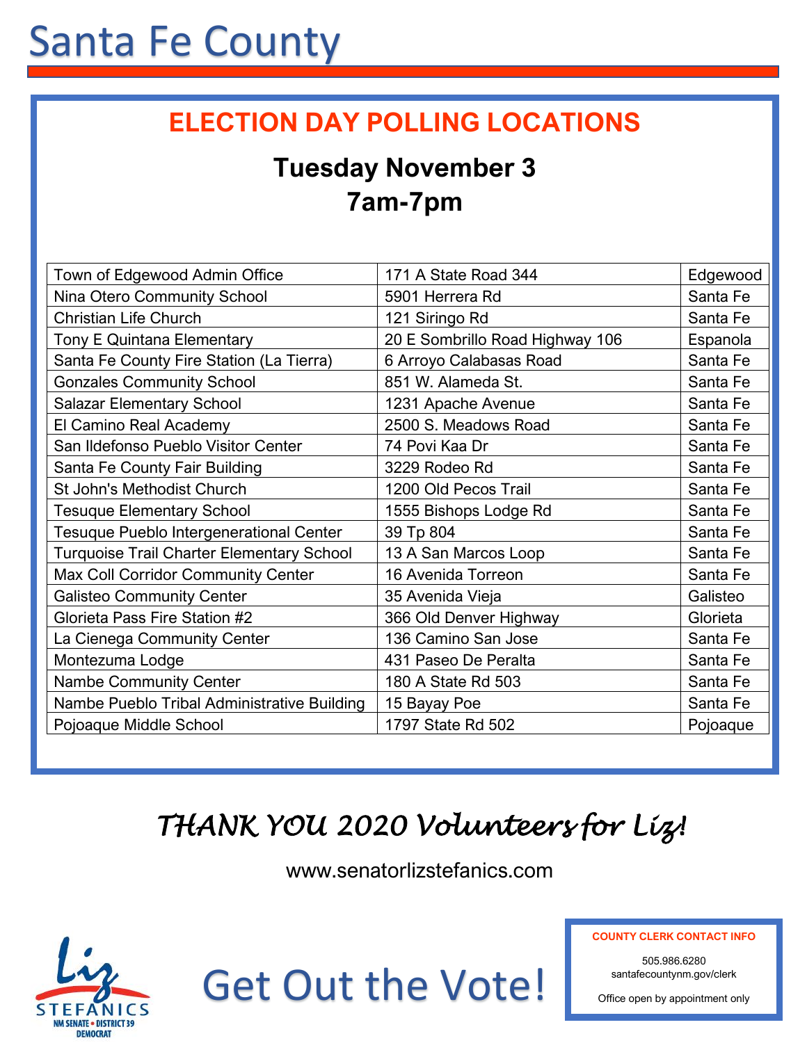# Santa Fe County

## ELECTION DAY POLLING LOCATIONS

### Tuesday November 3
### 7am-7pm

| | | |
|---|---|---|
| Town of Edgewood Admin Office | 171 A State Road 344 | Edgewood |
| Nina Otero Community School | 5901 Herrera Rd | Santa Fe |
| Christian Life Church | 121 Siringo Rd | Santa Fe |
| Tony E Quintana Elementary | 20 E Sombrillo Road Highway 106 | Espanola |
| Santa Fe County Fire Station (La Tierra) | 6 Arroyo Calabasas Road | Santa Fe |
| Gonzales Community School | 851 W. Alameda St. | Santa Fe |
| Salazar Elementary School | 1231 Apache Avenue | Santa Fe |
| El Camino Real Academy | 2500 S. Meadows Road | Santa Fe |
| San Ildefonso Pueblo Visitor Center | 74 Povi Kaa Dr | Santa Fe |
| Santa Fe County Fair Building | 3229 Rodeo Rd | Santa Fe |
| St John's Methodist Church | 1200 Old Pecos Trail | Santa Fe |
| Tesuque Elementary School | 1555 Bishops Lodge Rd | Santa Fe |
| Tesuque Pueblo Intergenerational Center | 39 Tp 804 | Santa Fe |
| Turquoise Trail Charter Elementary School | 13 A San Marcos Loop | Santa Fe |
| Max Coll Corridor Community Center | 16 Avenida Torreon | Santa Fe |
| Galisteo Community Center | 35 Avenida Vieja | Galisteo |
| Glorieta Pass Fire Station #2 | 366 Old Denver Highway | Glorieta |
| La Cienega Community Center | 136 Camino San Jose | Santa Fe |
| Montezuma Lodge | 431 Paseo De Peralta | Santa Fe |
| Nambe Community Center | 180 A State Rd 503 | Santa Fe |
| Nambe Pueblo Tribal Administrative Building | 15 Bayay Poe | Santa Fe |
| Pojoaque Middle School | 1797 State Rd 502 | Pojoaque |

*THANK YOU 2020 Volunteers for Liz!*

www.senatorlizstefanics.com

Liz STEFANICS
NM SENATE • DISTRICT 39
DEMOCRAT

# Get Out the Vote!

**COUNTY CLERK CONTACT INFO**

505.986.6280
santafecountynm.gov/clerk

Office open by appointment only